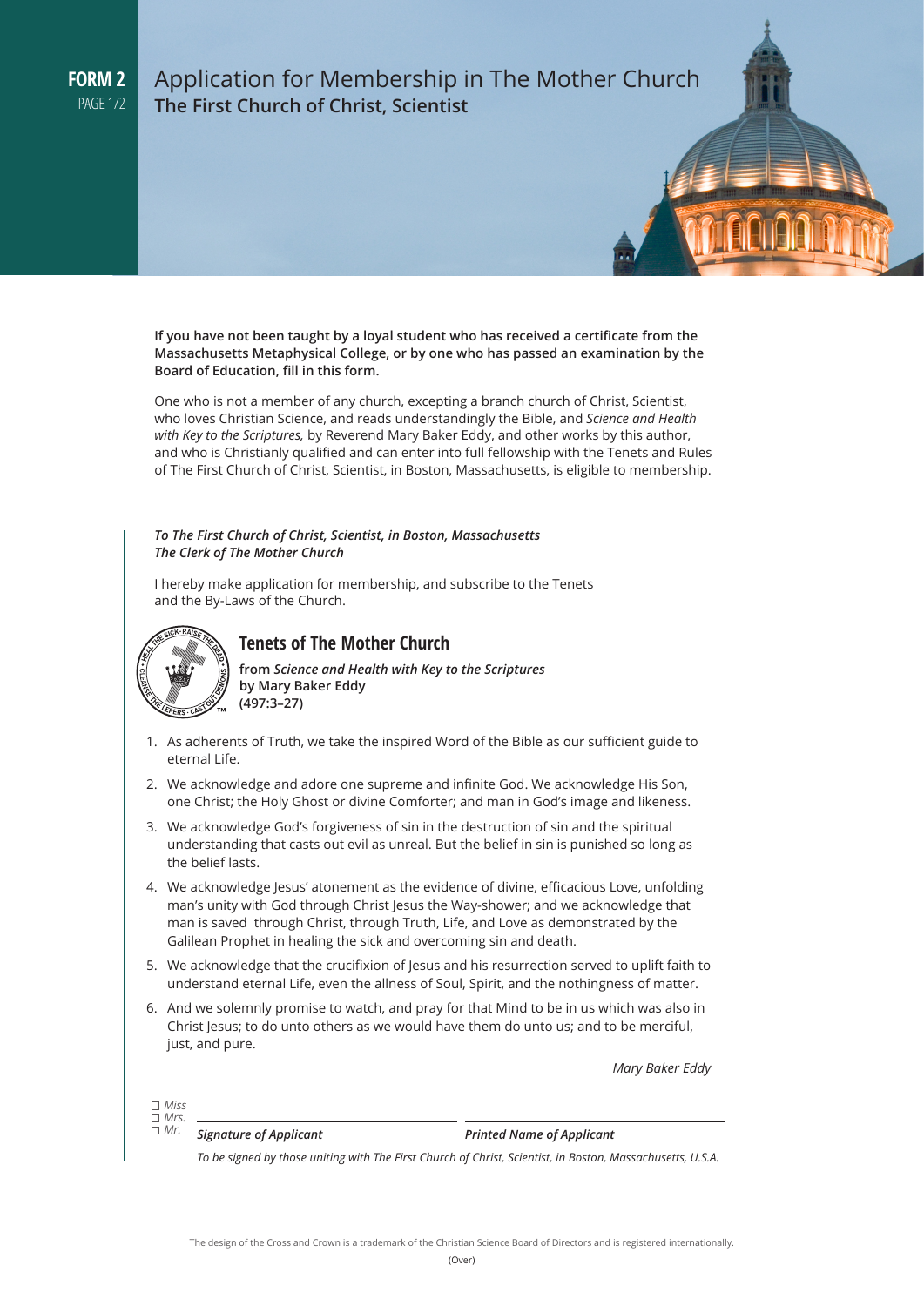**FORM 2**
PAGE 1/2

# Application for Membership in The Mother Church

## The First Church of Christ, Scientist

**If you have not been taught by a loyal student who has received a certificate from the Massachusetts Metaphysical College, or by one who has passed an examination by the Board of Education, fill in this form.**

One who is not a member of any church, excepting a branch church of Christ, Scientist, who loves Christian Science, and reads understandingly the Bible, and *Science and Health with Key to the Scriptures,* by Reverend Mary Baker Eddy, and other works by this author, and who is Christianly qualified and can enter into full fellowship with the Tenets and Rules of The First Church of Christ, Scientist, in Boston, Massachusetts, is eligible to membership.

***To The First Church of Christ, Scientist, in Boston, Massachusetts***
***The Clerk of The Mother Church***

I hereby make application for membership, and subscribe to the Tenets and the By-Laws of the Church.

### Tenets of The Mother Church

**from *Science and Health with Key to the Scriptures***
**by Mary Baker Eddy**
**(497:3–27)**

1. As adherents of Truth, we take the inspired Word of the Bible as our sufficient guide to eternal Life.
2. We acknowledge and adore one supreme and infinite God. We acknowledge His Son, one Christ; the Holy Ghost or divine Comforter; and man in God's image and likeness.
3. We acknowledge God's forgiveness of sin in the destruction of sin and the spiritual understanding that casts out evil as unreal. But the belief in sin is punished so long as the belief lasts.
4. We acknowledge Jesus' atonement as the evidence of divine, efficacious Love, unfolding man's unity with God through Christ Jesus the Way-shower; and we acknowledge that man is saved through Christ, through Truth, Life, and Love as demonstrated by the Galilean Prophet in healing the sick and overcoming sin and death.
5. We acknowledge that the crucifixion of Jesus and his resurrection served to uplift faith to understand eternal Life, even the allness of Soul, Spirit, and the nothingness of matter.
6. And we solemnly promise to watch, and pray for that Mind to be in us which was also in Christ Jesus; to do unto others as we would have them do unto us; and to be merciful, just, and pure.

*Mary Baker Eddy*

☐ *Miss*
☐ *Mrs.*
☐ *Mr.*

| ***Signature of Applicant*** | ***Printed Name of Applicant*** |
|---|---|
| | |

*To be signed by those uniting with The First Church of Christ, Scientist, in Boston, Massachusetts, U.S.A.*

The design of the Cross and Crown is a trademark of the Christian Science Board of Directors and is registered internationally.

(Over)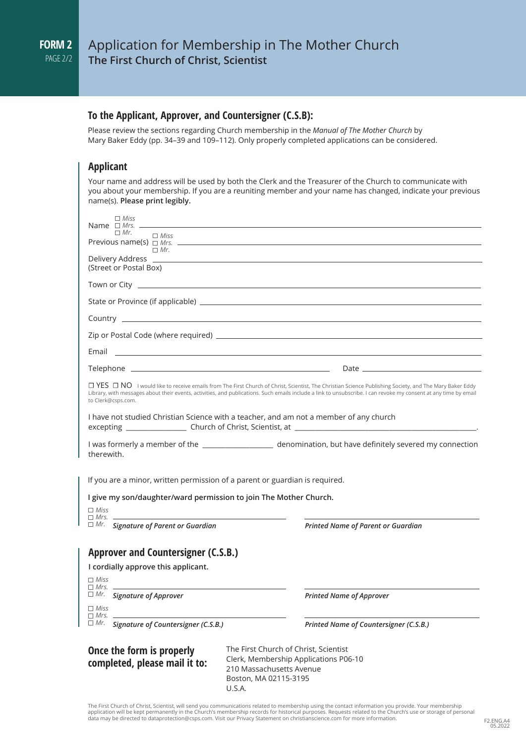# Application for Membership in The Mother Church

**The First Church of Christ, Scientist**

## To the Applicant, Approver, and Countersigner (C.S.B):

Please review the sections regarding Church membership in the *Manual of The Mother Church* by Mary Baker Eddy (pp. 34–39 and 109–112). Only properly completed applications can be considered.

## Applicant

Your name and address will be used by both the Clerk and the Treasurer of the Church to communicate with you about your membership. If you are a reuniting member and your name has changed, indicate your previous name(s). **Please print legibly.**

Name ☐ *Miss* ☐ *Mrs.* ☐ *Mr.* ______________________________

Previous name(s) ☐ *Miss* ☐ *Mrs.* ☐ *Mr.* ______________________________

Delivery Address
(Street or Postal Box) ______________________________

Town or City ______________________________

State or Province (if applicable) ______________________________

Country ______________________________

Zip or Postal Code (where required) ______________________________

Email ______________________________

Telephone ______________________________ Date ______________

☐ YES ☐ NO I would like to receive emails from The First Church of Christ, Scientist, The Christian Science Publishing Society, and The Mary Baker Eddy Library, with messages about their events, activities, and publications. Such emails include a link to unsubscribe. I can revoke my consent at any time by email to Clerk@csps.com.

I have not studied Christian Science with a teacher, and am not a member of any church excepting ______________ Church of Christ, Scientist, at ______________________________.

I was formerly a member of the ______________ denomination, but have definitely severed my connection therewith.

If you are a minor, written permission of a parent or guardian is required.

**I give my son/daughter/ward permission to join The Mother Church.**

☐ *Miss* ☐ *Mrs.* ☐ *Mr.* ______________________________ ______________________________
***Signature of Parent or Guardian*** ***Printed Name of Parent or Guardian***

## Approver and Countersigner (C.S.B.)

**I cordially approve this applicant.**

☐ *Miss* ☐ *Mrs.* ☐ *Mr.* ______________________________ ______________________________
***Signature of Approver*** ***Printed Name of Approver***

☐ *Miss* ☐ *Mrs.* ☐ *Mr.* ______________________________ ______________________________
***Signature of Countersigner (C.S.B.)*** ***Printed Name of Countersigner (C.S.B.)***

**Once the form is properly completed, please mail it to:**

The First Church of Christ, Scientist
Clerk, Membership Applications P06-10
210 Massachusetts Avenue
Boston, MA 02115-3195
U.S.A.

The First Church of Christ, Scientist, will send you communications related to membership using the contact information you provide. Your membership application will be kept permanently in the Church's membership records for historical purposes. Requests related to the Church's use or storage of personal data may be directed to dataprotection@csps.com. Visit our Privacy Statement on christianscience.com for more information.

F2.ENG.A4
05.2022